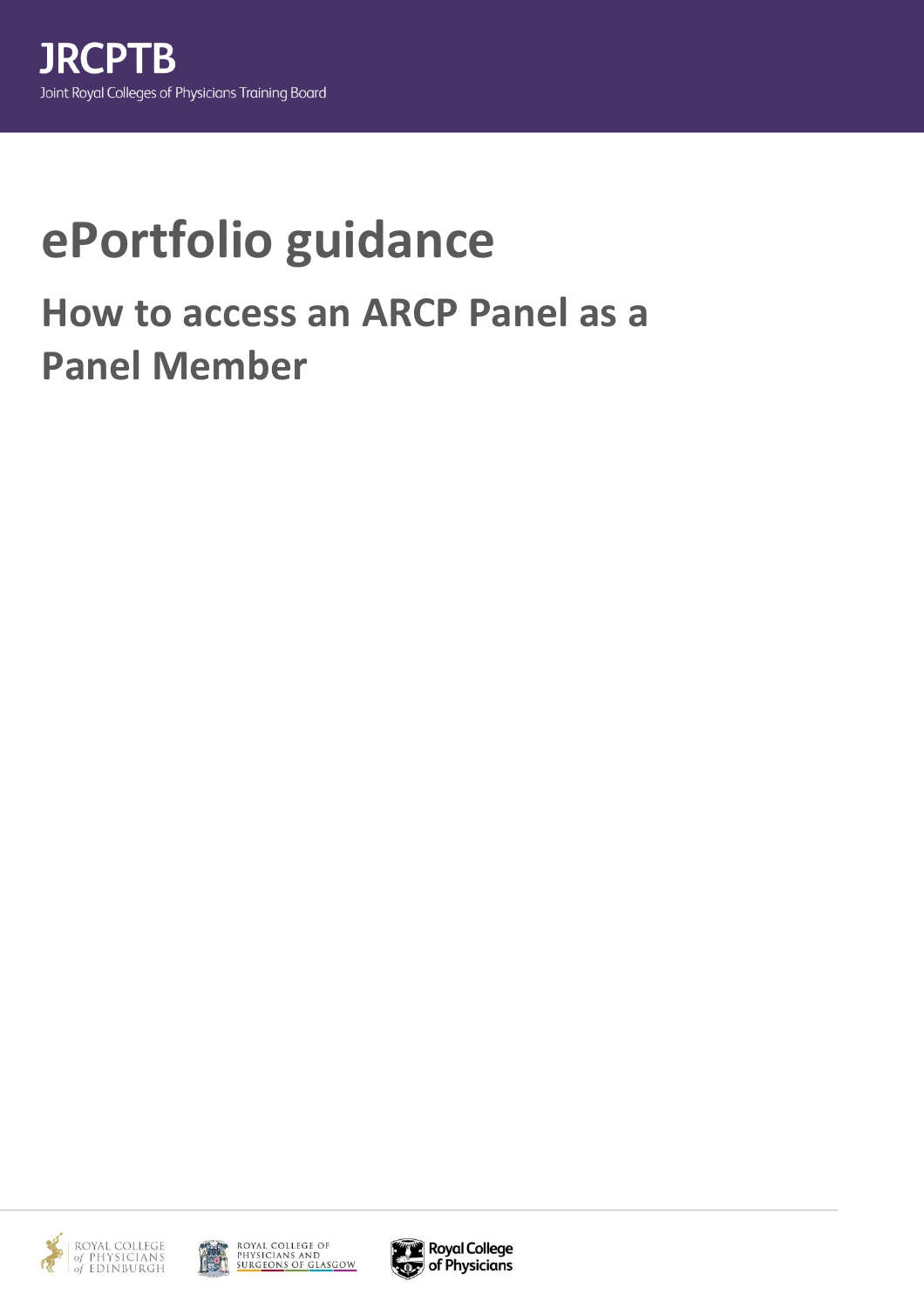JRCPTB

Joint Royal Colleges of Physicians Training Board

# ePortfolio guidance

## How to access an ARCP Panel as a Panel Member

ROYAL COLLEGE of PHYSICIANS of EDINBURGH

ROYAL COLLEGE OF PHYSICIANS AND SURGEONS OF GLASGOW

Royal College of Physicians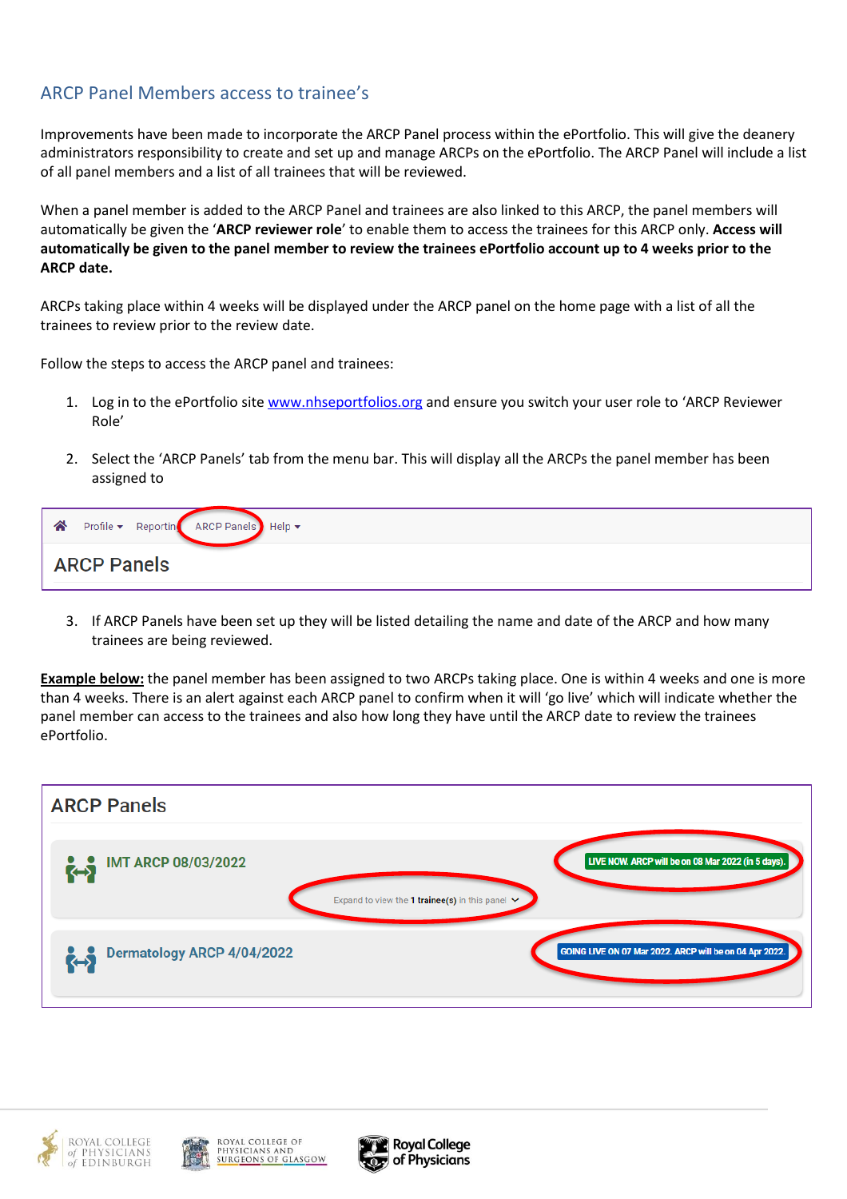## ARCP Panel Members access to trainee's

Improvements have been made to incorporate the ARCP Panel process within the ePortfolio. This will give the deanery administrators responsibility to create and set up and manage ARCPs on the ePortfolio. The ARCP Panel will include a list of all panel members and a list of all trainees that will be reviewed.

When a panel member is added to the ARCP Panel and trainees are also linked to this ARCP, the panel members will automatically be given the '**ARCP reviewer role**' to enable them to access the trainees for this ARCP only. **Access will automatically be given to the panel member to review the trainees ePortfolio account up to 4 weeks prior to the ARCP date.**

ARCPs taking place within 4 weeks will be displayed under the ARCP panel on the home page with a list of all the trainees to review prior to the review date.

Follow the steps to access the ARCP panel and trainees:

1. Log in to the ePortfolio site [www.nhseportfolios.org](http://www.nhseportfolios.org) and ensure you switch your user role to 'ARCP Reviewer Role'
2. Select the 'ARCP Panels' tab from the menu bar. This will display all the ARCPs the panel member has been assigned to

Profile ▾ Reporting ARCP Panels Help ▾

**ARCP Panels**

3. If ARCP Panels have been set up they will be listed detailing the name and date of the ARCP and how many trainees are being reviewed.

**Example below:** the panel member has been assigned to two ARCPs taking place. One is within 4 weeks and one is more than 4 weeks. There is an alert against each ARCP panel to confirm when it will 'go live' which will indicate whether the panel member can access to the trainees and also how long they have until the ARCP date to review the trainees ePortfolio.

**ARCP Panels**

IMT ARCP 08/03/2022 — LIVE NOW. ARCP will be on 08 Mar 2022 (in 5 days).

Expand to view the **1 trainee(s)** in this panel

Dermatology ARCP 4/04/2022 — GOING LIVE ON 07 Mar 2022. ARCP will be on 04 Apr 2022.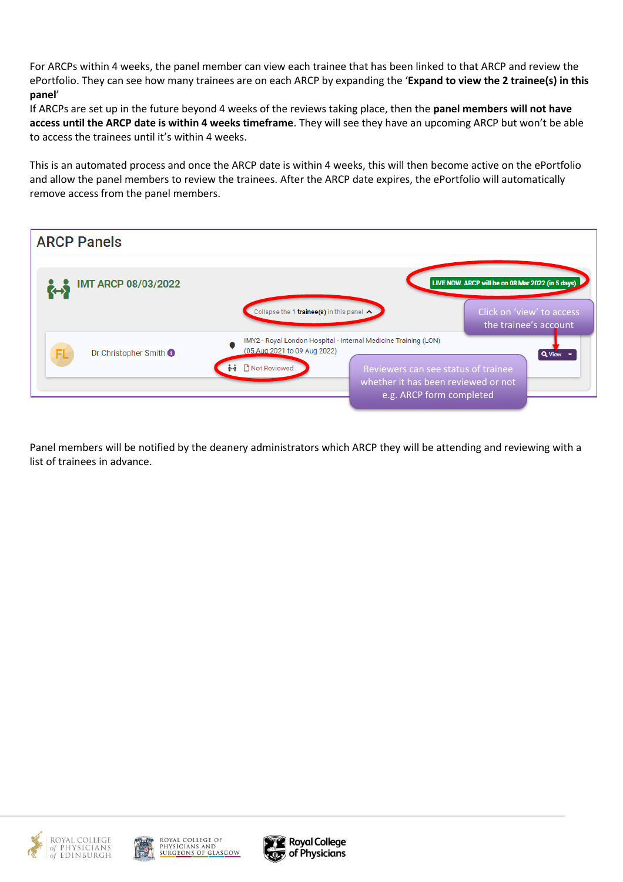For ARCPs within 4 weeks, the panel member can view each trainee that has been linked to that ARCP and review the ePortfolio. They can see how many trainees are on each ARCP by expanding the '**Expand to view the 2 trainee(s) in this panel**'

If ARCPs are set up in the future beyond 4 weeks of the reviews taking place, then the **panel members will not have access until the ARCP date is within 4 weeks timeframe**. They will see they have an upcoming ARCP but won't be able to access the trainees until it's within 4 weeks.

This is an automated process and once the ARCP date is within 4 weeks, this will then become active on the ePortfolio and allow the panel members to review the trainees. After the ARCP date expires, the ePortfolio will automatically remove access from the panel members.

ARCP Panels

IMT ARCP 08/03/2022

LIVE NOW. ARCP will be on 08 Mar 2022 (in 5 days).

Collapse the 1 trainee(s) in this panel

Click on 'view' to access the trainee's account

FL

Dr Christopher Smith

IMY2 - Royal London Hospital - Internal Medicine Training (LON)
(05 Aug 2021 to 09 Aug 2022)

Not Reviewed

View

Reviewers can see status of trainee whether it has been reviewed or not e.g. ARCP form completed

Panel members will be notified by the deanery administrators which ARCP they will be attending and reviewing with a list of trainees in advance.